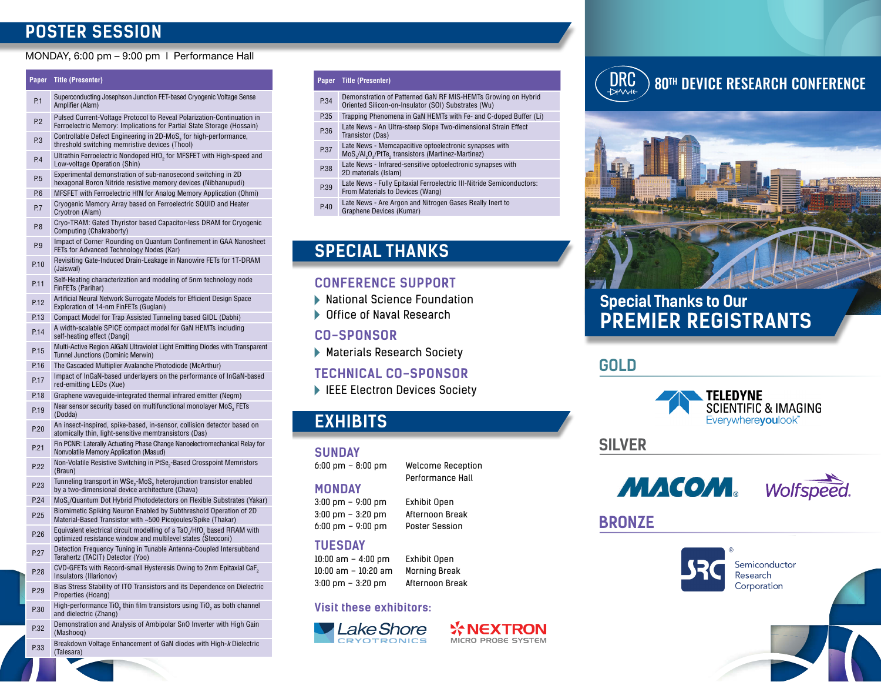# POSTER SESSION

MONDAY, 6:00 pm – 9:00 pm | Performance Hall

| Paper | Title (Presenter) |
|---|---|
| P.1 | Superconducting Josephson Junction FET-based Cryogenic Voltage Sense Amplifier (Alam) |
| P.2 | Pulsed Current-Voltage Protocol to Reveal Polarization-Continuation in Ferroelectric Memory: Implications for Partial State Storage (Hossain) |
| P.3 | Controllable Defect Engineering in 2D-$MoS_2$ for high-performance, threshold switching memristive devices (Thool) |
| P.4 | Ultrathin Ferroelectric Nondoped $HfO_2$ for MFSFET with High-speed and Low-voltage Operation (Shin) |
| P.5 | Experimental demonstration of sub-nanosecond switching in 2D hexagonal Boron Nitride resistive memory devices (Nibhanupudi) |
| P.6 | MFSFET with Ferroelectric HfN for Analog Memory Application (Ohmi) |
| P.7 | Cryogenic Memory Array based on Ferroelectric SQUID and Heater Cryotron (Alam) |
| P.8 | Cryo-TRAM: Gated Thyristor based Capacitor-less DRAM for Cryogenic Computing (Chakraborty) |
| P.9 | Impact of Corner Rounding on Quantum Confinement in GAA Nanosheet FETs for Advanced Technology Nodes (Kar) |
| P.10 | Revisiting Gate-Induced Drain-Leakage in Nanowire FETs for 1T-DRAM (Jaiswal) |
| P.11 | Self-Heating characterization and modeling of 5nm technology node FinFETs (Parihar) |
| P.12 | Artificial Neural Network Surrogate Models for Efficient Design Space Exploration of 14-nm FinFETs (Guglani) |
| P.13 | Compact Model for Trap Assisted Tunneling based GIDL (Dabhi) |
| P.14 | A width-scalable SPICE compact model for GaN HEMTs including self-heating effect (Dangi) |
| P.15 | Multi-Active Region AlGaN Ultraviolet Light Emitting Diodes with Transparent Tunnel Junctions (Dominic Merwin) |
| P.16 | The Cascaded Multiplier Avalanche Photodiode (McArthur) |
| P.17 | Impact of InGaN-based underlayers on the performance of InGaN-based red-emitting LEDs (Xue) |
| P.18 | Graphene waveguide-integrated thermal infrared emitter (Negm) |
| P.19 | Near sensor security based on multifunctional monolayer $MoS_2$ FETs (Dodda) |
| P.20 | An insect-inspired, spike-based, in-sensor, collision detector based on atomically thin, light-sensitive memtransistors (Das) |
| P.21 | Fin PCNR: Laterally Actuating Phase Change Nanoelectromechanical Relay for Nonvolatile Memory Application (Masud) |
| P.22 | Non-Volatile Resistive Switching in $PtSe_2$-Based Crosspoint Memristors (Braun) |
| P.23 | Tunneling transport in $WSe_2$-$MoS_2$ heterojunction transistor enabled by a two-dimensional device architecture (Chava) |
| P.24 | $MoS_2$/Quantum Dot Hybrid Photodetectors on Flexible Substrates (Yakar) |
| P.25 | Biomimetic Spiking Neuron Enabled by Subthreshold Operation of 2D Material-Based Transistor with ~500 Picojoules/Spike (Thakar) |
| P.26 | Equivalent electrical circuit modelling of a $TaO_x/HfO_x$ based RRAM with optimized resistance window and multilevel states (Stecconi) |
| P.27 | Detection Frequency Tuning in Tunable Antenna-Coupled Intersubband Terahertz (TACIT) Detector (Yoo) |
| P.28 | CVD-GFETs with Record-small Hysteresis Owing to 2nm Epitaxial $CaF_2$ Insulators (Illarionov) |
| P.29 | Bias Stress Stability of ITO Transistors and its Dependence on Dielectric Properties (Hoang) |
| P.30 | High-performance $TiO_2$ thin film transistors using $TiO_2$ as both channel and dielectric (Zhang) |
| P.32 | Demonstration and Analysis of Ambipolar SnO Inverter with High Gain (Mashooq) |
| P.33 | Breakdown Voltage Enhancement of GaN diodes with High-*k* Dielectric (Talesara) |
| P.34 | Demonstration of Patterned GaN RF MIS-HEMTs Growing on Hybrid Oriented Silicon-on-Insulator (SOI) Substrates (Wu) |
| P.35 | Trapping Phenomena in GaN HEMTs with Fe- and C-doped Buffer (Li) |
| P.36 | Late News - An Ultra-steep Slope Two-dimensional Strain Effect Transistor (Das) |
| P.37 | Late News - Memcapacitive optoelectronic synapses with $MoS_2/Al_2O_3/PtTe_2$ transistors (Martinez-Martinez) |
| P.38 | Late News - Infrared-sensitive optoelectronic synapses with 2D materials (Islam) |
| P.39 | Late News - Fully Epitaxial Ferroelectric III-Nitride Semiconductors: From Materials to Devices (Wang) |
| P.40 | Late News - Are Argon and Nitrogen Gases Really Inert to Graphene Devices (Kumar) |

# SPECIAL THANKS

## CONFERENCE SUPPORT

- National Science Foundation
- Office of Naval Research

## CO-SPONSOR

- Materials Research Society

## TECHNICAL CO-SPONSOR

- IEEE Electron Devices Society

# EXHIBITS

## SUNDAY

| | |
|---|---|
| 6:00 pm – 8:00 pm | Welcome Reception Performance Hall |

## MONDAY

| | |
|---|---|
| 3:00 pm – 9:00 pm | Exhibit Open |
| 3:00 pm – 3:20 pm | Afternoon Break |
| 6:00 pm – 9:00 pm | Poster Session |

## TUESDAY

| | |
|---|---|
| 10:00 am – 4:00 pm | Exhibit Open |
| 10:00 am – 10:20 am | Morning Break |
| 3:00 pm – 3:20 pm | Afternoon Break |

**Visit these exhibitors:**

Lake Shore CRYOTRONICS

NEXTRON MICRO PROBE SYSTEM

# DRC 80TH DEVICE RESEARCH CONFERENCE

## Special Thanks to Our PREMIER REGISTRANTS

### GOLD

TELEDYNE SCIENTIFIC & IMAGING Everywhereyoulook™

### SILVER

MACOM

Wolfspeed

### BRONZE

SRC Semiconductor Research Corporation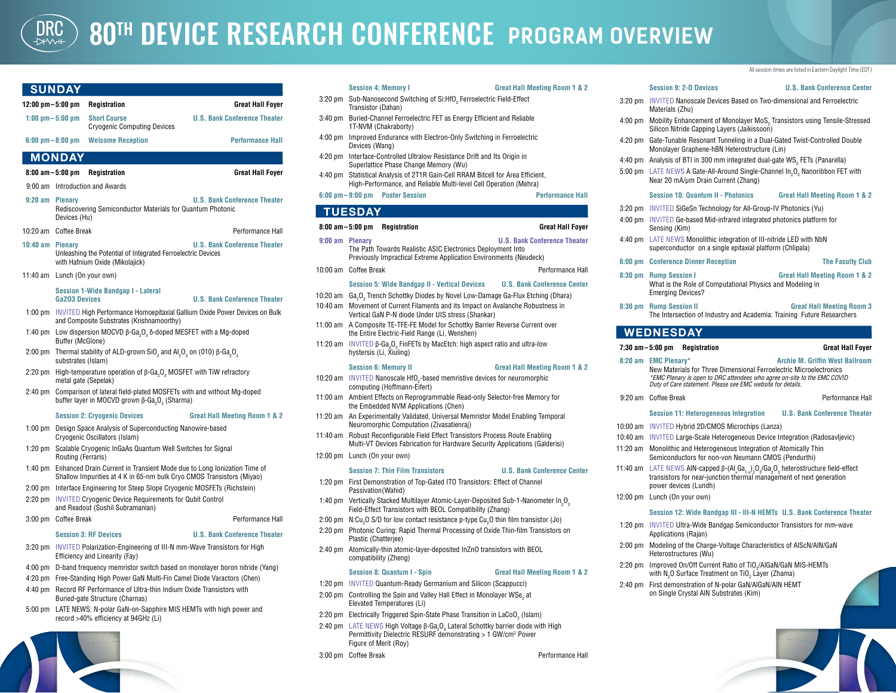# 80TH DEVICE RESEARCH CONFERENCE PROGRAM OVERVIEW

All session times are listed in Eastern Daylight Time (EDT)

## SUNDAY

**12:00 pm – 5:00 pm** **Registration** — **Great Hall Foyer**

**1:00 pm – 5:00 pm** **Short Course** — **U.S. Bank Conference Theater**
Cryogenic Computing Devices

**6:00 pm – 8:00 pm** **Welcome Reception** — **Performance Hall**

## MONDAY

**8:00 am – 5:00 pm** **Registration** — **Great Hall Foyer**

9:00 am Introduction and Awards

**9:20 am** **Plenary** — **U.S. Bank Conference Theater**
Rediscovering Semiconductor Materials for Quantum Photonic Devices (Hu)

10:20 am Coffee Break — Performance Hall

**10:40 am** **Plenary** — **U.S. Bank Conference Theater**
Unleashing the Potential of Integrated Ferroelectric Devices with Hafnium Oxide (Mikolajick)

11:40 am Lunch (On your own)

### Session 1-Wide Bandgap I - Lateral Ga2O3 Devices — U.S. Bank Conference Theater

- 1:00 pm INVITED High Performance Homoepitaxial Gallium Oxide Power Devices on Bulk and Composite Substrates (Krishnamoorthy)
- 1:40 pm Low dispersion MOCVD β-$Ga_2O_3$ δ-doped MESFET with a Mg-doped Buffer (McGlone)
- 2:00 pm Thermal stability of ALD-grown $SiO_2$ and $Al_2O_3$ on (010) β-$Ga_2O_3$ substrates (Islam)
- 2:20 pm High-temperature operation of β-$Ga_2O_3$ MOSFET with TiW refractory metal gate (Sepelak)
- 2:40 pm Comparison of lateral field-plated MOSFETs with and without Mg-doped buffer layer in MOCVD grown β-$Ga_2O_3$ (Sharma)

### Session 2: Cryogenic Devices — Great Hall Meeting Room 1 & 2

- 1:00 pm Design Space Analysis of Superconducting Nanowire-based Cryogenic Oscillators (Islam)
- 1:20 pm Scalable Cryogenic InGaAs Quantum Well Switches for Signal Routing (Ferraris)
- 1:40 pm Enhanced Drain Current in Transient Mode due to Long Ionization Time of Shallow Impurities at 4 K in 65-nm bulk Cryo CMOS Transistors (Miyao)
- 2:00 pm Interface Engineering for Steep Slope Cryogenic MOSFETs (Richstein)
- 2:20 pm INVITED Cryogenic Device Requirements for Qubit Control and Readout (Sushil Subramanian)

3:00 pm Coffee Break — Performance Hall

### Session 3: RF Devices — U.S. Bank Conference Theater

- 3:20 pm INVITED Polarization-Engineering of III-N mm-Wave Transistors for High Efficiency and Linearity (Fay)
- 4:00 pm D-band frequency memristor switch based on monolayer boron nitride (Yang)
- 4:20 pm Free-Standing High Power GaN Multi-Fin Camel Diode Varactors (Chen)
- 4:40 pm Record RF Performance of Ultra-thin Indium Oxide Transistors with Buried-gate Structure (Charnas)
- 5:00 pm LATE NEWS: N-polar GaN-on-Sapphire MIS HEMTs with high power and record >40% efficiency at 94GHz (Li)

### Session 4: Memory I — Great Hall Meeting Room 1 & 2

- 3:20 pm Sub-Nanosecond Switching of Si:$HfO_2$ Ferroelectric Field-Effect Transistor (Dahan)
- 3:40 pm Buried-Channel Ferroelectric FET as Energy Efficient and Reliable 1T-NVM (Chakraborty)
- 4:00 pm Improved Endurance with Electron-Only Switching in Ferroelectric Devices (Wang)
- 4:20 pm Interface-Controlled Ultralow Resistance Drift and Its Origin in Superlattice Phase Change Memory (Wu)
- 4:40 pm Statistical Analysis of 2T1R Gain-Cell RRAM Bitcell for Area Efficient, High-Performance, and Reliable Multi-level Cell Operation (Mehra)

**6:00 pm – 9:00 pm** **Poster Session** — **Performance Hall**

## TUESDAY

**8:00 am – 5:00 pm** **Registration** — **Great Hall Foyer**

**9:00 am** **Plenary** — **U.S. Bank Conference Theater**
The Path Towards Realistic ASIC Electronics Deployment Into Previously Impractical Extreme Application Environments (Neudeck)

10:00 am Coffee Break — Performance Hall

### Session 5: Wide Bandgap II - Vertical Devices — U.S. Bank Conference Center

- 10:20 am $Ga_2O_3$ Trench Schottky Diodes by Novel Low-Damage Ga-Flux Etching (Dhara)
- 10:40 am Movement of Current Filaments and its Impact on Avalanche Robustness in Vertical GaN P-N diode Under UIS stress (Shankar)
- 11:00 am A Composite TE-TFE-FE Model for Schottky Barrier Reverse Current over the Entire Electric-Field Range (Li, Wenshen)
- 11:20 am INVITED β-$Ga_2O_3$ FinFETs by MacEtch: high aspect ratio and ultra-low hystersis (Li, Xiuling)

### Session 6: Memory II — Great Hall Meeting Room 1 & 2

- 10:20 am INVITED Nanoscale $HfO_2$-based memristive devices for neuromorphic computing (Hoffmann-Eifert)
- 11:00 am Ambient Effects on Reprogrammable Read-only Selector-free Memory for the Embedded NVM Applications (Chen)
- 11:20 am An Experimentally Validated, Universal Memristor Model Enabling Temporal Neuromorphic Computation (Zivasatienraj)
- 11:40 am Robust Reconfigurable Field Effect Transistors Process Route Enabling Multi-VT Devices Fabrication for Hardware Security Applications (Galderisi)

12:00 pm Lunch (On your own)

### Session 7: Thin Film Transistors — U.S. Bank Conference Center

- 1:20 pm First Demonstration of Top-Gated ITO Transistors: Effect of Channel Passivation (Wahid)
- 1:40 pm Vertically Stacked Multilayer Atomic-Layer-Deposited Sub-1-Nanometer $In_2O_3$ Field-Effect Transistors with BEOL Compatibility (Zhang)
- 2:00 pm N:$Cu_2O$ S/D for low contact resistance p-type $Cu_2O$ thin film transistor (Jo)
- 2:20 pm Photonic Curing: Rapid Thermal Processing of Oxide Thin-film Transistors on Plastic (Chatterjee)
- 2:40 pm Atomically-thin atomic-layer-deposited InZnO transistors with BEOL compatibility (Zheng)

### Session 8: Quantum I - Spin — Great Hall Meeting Room 1 & 2

- 1:20 pm INVITED Quantum-Ready Germanium and Silicon (Scappucci)
- 2:00 pm Controlling the Spin and Valley Hall Effect in Monolayer $WSe_2$ at Elevated Temperatures (Li)
- 2:20 pm Electrically Triggered Spin-State Phase Transition in $LaCoO_3$ (Islam)
- 2:40 pm LATE NEWS High Voltage β-$Ga_2O_3$ Lateral Schottky barrier diode with High Permittivity Dielectric RESURF demonstrating > 1 GW/cm² Power Figure of Merit (Roy)

3:00 pm Coffee Break — Performance Hall

### Session 9: 2-D Devices — U.S. Bank Conference Center

- 3:20 pm INVITED Nanoscale Devices Based on Two-dimensional and Ferroelectric Materials (Zhu)
- 4:00 pm Mobility Enhancement of Monolayer $MoS_2$ Transistors using Tensile-Stressed Silicon Nitride Capping Layers (Jaikissoon)
- 4:20 pm Gate-Tunable Resonant Tunneling in a Dual-Gated Twist-Controlled Double Monolayer Graphene-hBN Heterostructure (Lin)
- 4:40 pm Analysis of BTI in 300 mm integrated dual-gate $WS_2$ FETs (Panarella)
- 5:00 pm LATE NEWS A Gate-All-Around Single-Channel $In_2O_3$ Nanoribbon FET with Near 20 mA/μm Drain Current (Zhang)

### Session 10: Quantum II - Photonics — Great Hall Meeting Room 1 & 2

- 3:20 pm INVITED SiGeSn Technology for All-Group-IV Photonics (Yu)
- 4:00 pm INVITED Ge-based Mid-infrared integrated photonics platform for Sensing (Kim)
- 4:40 pm LATE NEWS Monolithic integration of III-nitride LED with NbN superconductor on a single epitaxial platform (Chlipala)

**6:00 pm** **Conference Dinner Reception** — **The Faculty Club**

**8:30 pm** **Rump Session I** — **Great Hall Meeting Room 1 & 2**
What is the Role of Computational Physics and Modeling in Emerging Devices?

**8:30 pm** **Rump Session II** — **Great Hall Meeting Room 3**
The Intersection of Industry and Academia: Training Future Researchers

## WEDNESDAY

**7:30 am – 5:00 pm** **Registration** — **Great Hall Foyer**

**8:20 am** **EMC Plenary*** — **Archie M. Griffin West Ballroom**
New Materials for Three Dimensional Ferroelectric Microelectronics
*\*EMC Plenary is open to DRC attendees who agree on-site to the EMC COVID Duty of Care statement. Please see EMC website for details.*

9:20 am Coffee Break — Performance Hall

### Session 11: Heterogeneous Integration — U.S. Bank Conference Theater

- 10:00 am INVITED Hybrid 2D/CMOS Microchips (Lanza)
- 10:40 am INVITED Large-Scale Heterogeneous Device Integration (Radosavljevic)
- 11:20 am Monolithic and Heterogeneous Integration of Atomically Thin Semiconductors for non-von Neumann CMOS (Pendurthi)
- 11:40 am LATE NEWS AlN-capped β-$(Al_xGa_{1-x})_2O_3/Ga_2O_3$ heterostructure field-effect transistors for near-junction thermal management of next generation power devices (Lundh)

12:00 pm Lunch (On your own)

### Session 12: Wide Bandgap III - III-N HEMTs — U.S. Bank Conference Theater

- 1:20 pm INVITED Ultra-Wide Bandgap Semiconductor Transistors for mm-wave Applications (Rajan)
- 2:00 pm Modeling of the Charge-Voltage Characteristics of AlScN/AlN/GaN Heterostructures (Wu)
- 2:20 pm Improved On/Off Current Ratio of $TiO_2$/AlGaN/GaN MIS-HEMTs with $N_2O$ Surface Treatment on $TiO_2$ Layer (Zhama)
- 2:40 pm First demonstration of N-polar GaN/AlGaN/AlN HEMT on Single Crystal AlN Substrates (Kim)